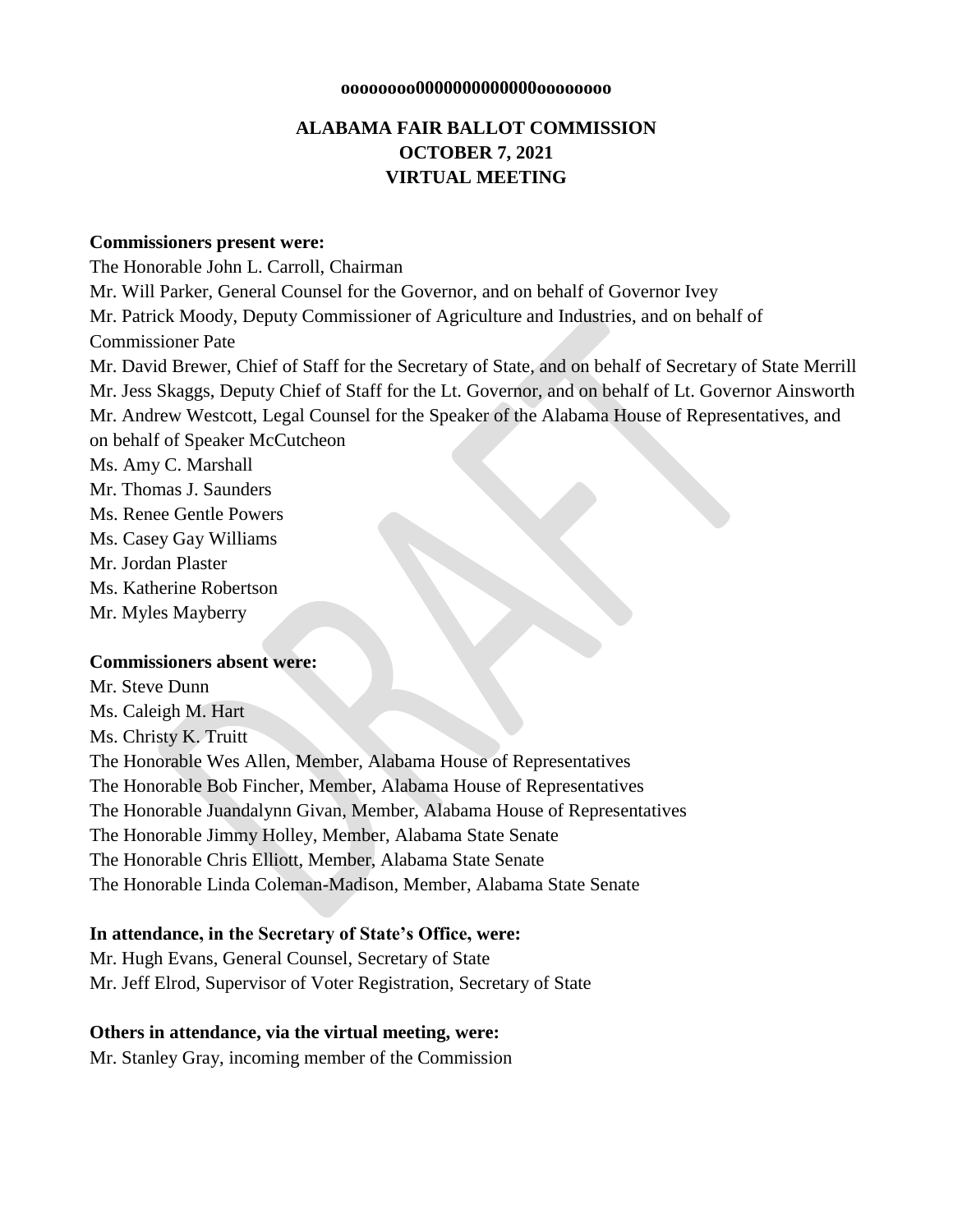**oooooooo0000000000000oooooooo**

# ALABAMA FAIR BALLOT COMMISSION
## OCTOBER 7, 2021
## VIRTUAL MEETING

**Commissioners present were:**

The Honorable John L. Carroll, Chairman
Mr. Will Parker, General Counsel for the Governor, and on behalf of Governor Ivey
Mr. Patrick Moody, Deputy Commissioner of Agriculture and Industries, and on behalf of Commissioner Pate
Mr. David Brewer, Chief of Staff for the Secretary of State, and on behalf of Secretary of State Merrill
Mr. Jess Skaggs, Deputy Chief of Staff for the Lt. Governor, and on behalf of Lt. Governor Ainsworth
Mr. Andrew Westcott, Legal Counsel for the Speaker of the Alabama House of Representatives, and on behalf of Speaker McCutcheon
Ms. Amy C. Marshall
Mr. Thomas J. Saunders
Ms. Renee Gentle Powers
Ms. Casey Gay Williams
Mr. Jordan Plaster
Ms. Katherine Robertson
Mr. Myles Mayberry

**Commissioners absent were:**

Mr. Steve Dunn
Ms. Caleigh M. Hart
Ms. Christy K. Truitt
The Honorable Wes Allen, Member, Alabama House of Representatives
The Honorable Bob Fincher, Member, Alabama House of Representatives
The Honorable Juandalynn Givan, Member, Alabama House of Representatives
The Honorable Jimmy Holley, Member, Alabama State Senate
The Honorable Chris Elliott, Member, Alabama State Senate
The Honorable Linda Coleman-Madison, Member, Alabama State Senate

**In attendance, in the Secretary of State's Office, were:**

Mr. Hugh Evans, General Counsel, Secretary of State
Mr. Jeff Elrod, Supervisor of Voter Registration, Secretary of State

**Others in attendance, via the virtual meeting, were:**

Mr. Stanley Gray, incoming member of the Commission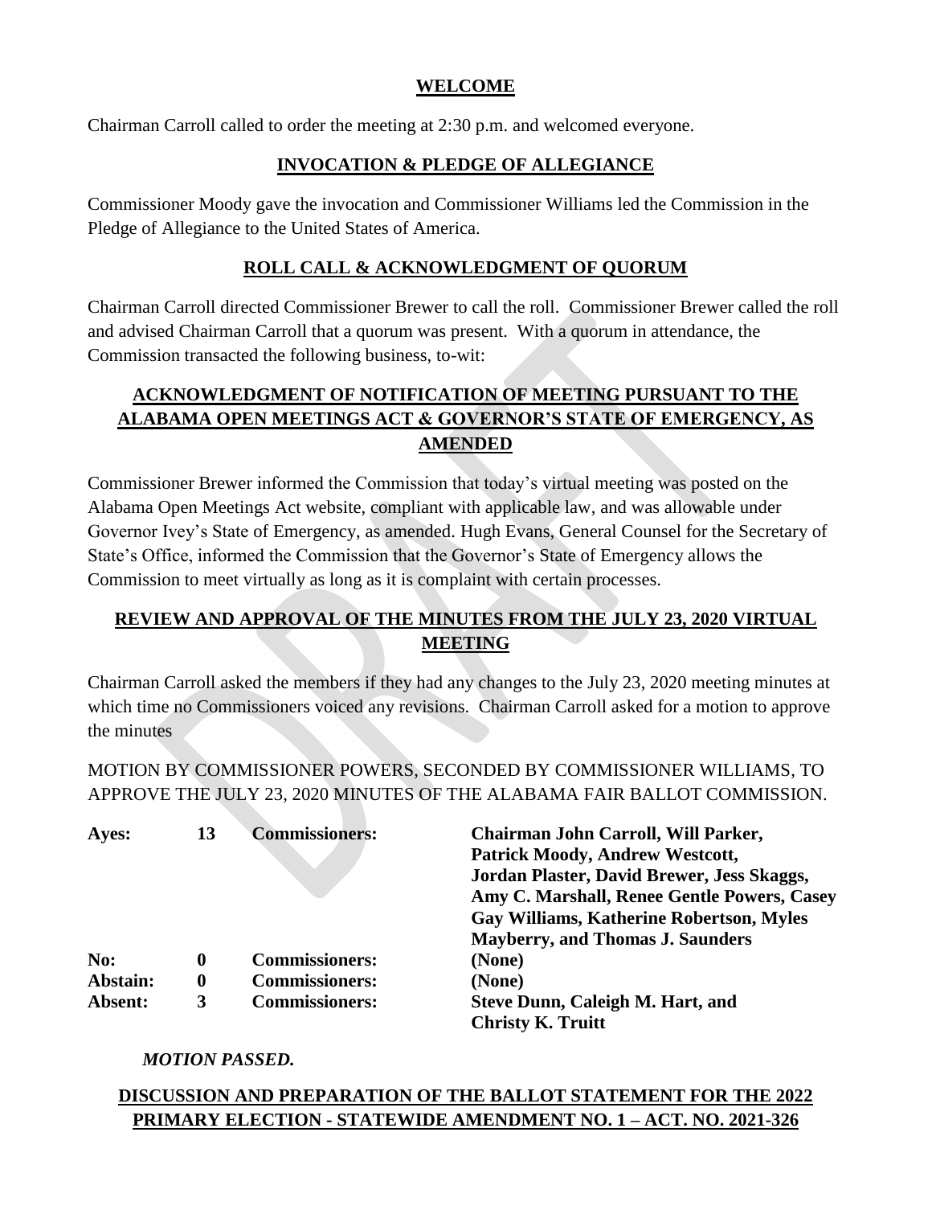## WELCOME

Chairman Carroll called to order the meeting at 2:30 p.m. and welcomed everyone.

## INVOCATION & PLEDGE OF ALLEGIANCE

Commissioner Moody gave the invocation and Commissioner Williams led the Commission in the Pledge of Allegiance to the United States of America.

## ROLL CALL & ACKNOWLEDGMENT OF QUORUM

Chairman Carroll directed Commissioner Brewer to call the roll. Commissioner Brewer called the roll and advised Chairman Carroll that a quorum was present. With a quorum in attendance, the Commission transacted the following business, to-wit:

## ACKNOWLEDGMENT OF NOTIFICATION OF MEETING PURSUANT TO THE ALABAMA OPEN MEETINGS ACT & GOVERNOR'S STATE OF EMERGENCY, AS AMENDED

Commissioner Brewer informed the Commission that today's virtual meeting was posted on the Alabama Open Meetings Act website, compliant with applicable law, and was allowable under Governor Ivey's State of Emergency, as amended. Hugh Evans, General Counsel for the Secretary of State's Office, informed the Commission that the Governor's State of Emergency allows the Commission to meet virtually as long as it is complaint with certain processes.

## REVIEW AND APPROVAL OF THE MINUTES FROM THE JULY 23, 2020 VIRTUAL MEETING

Chairman Carroll asked the members if they had any changes to the July 23, 2020 meeting minutes at which time no Commissioners voiced any revisions. Chairman Carroll asked for a motion to approve the minutes

MOTION BY COMMISSIONER POWERS, SECONDED BY COMMISSIONER WILLIAMS, TO APPROVE THE JULY 23, 2020 MINUTES OF THE ALABAMA FAIR BALLOT COMMISSION.

| | | | |
|---|---|---|---|
| **Ayes:** | **13** | **Commissioners:** | **Chairman John Carroll, Will Parker, Patrick Moody, Andrew Westcott, Jordan Plaster, David Brewer, Jess Skaggs, Amy C. Marshall, Renee Gentle Powers, Casey Gay Williams, Katherine Robertson, Myles Mayberry, and Thomas J. Saunders** |
| **No:** | **0** | **Commissioners:** | **(None)** |
| **Abstain:** | **0** | **Commissioners:** | **(None)** |
| **Absent:** | **3** | **Commissioners:** | **Steve Dunn, Caleigh M. Hart, and Christy K. Truitt** |

***MOTION PASSED.***

## DISCUSSION AND PREPARATION OF THE BALLOT STATEMENT FOR THE 2022 PRIMARY ELECTION - STATEWIDE AMENDMENT NO. 1 – ACT. NO. 2021-326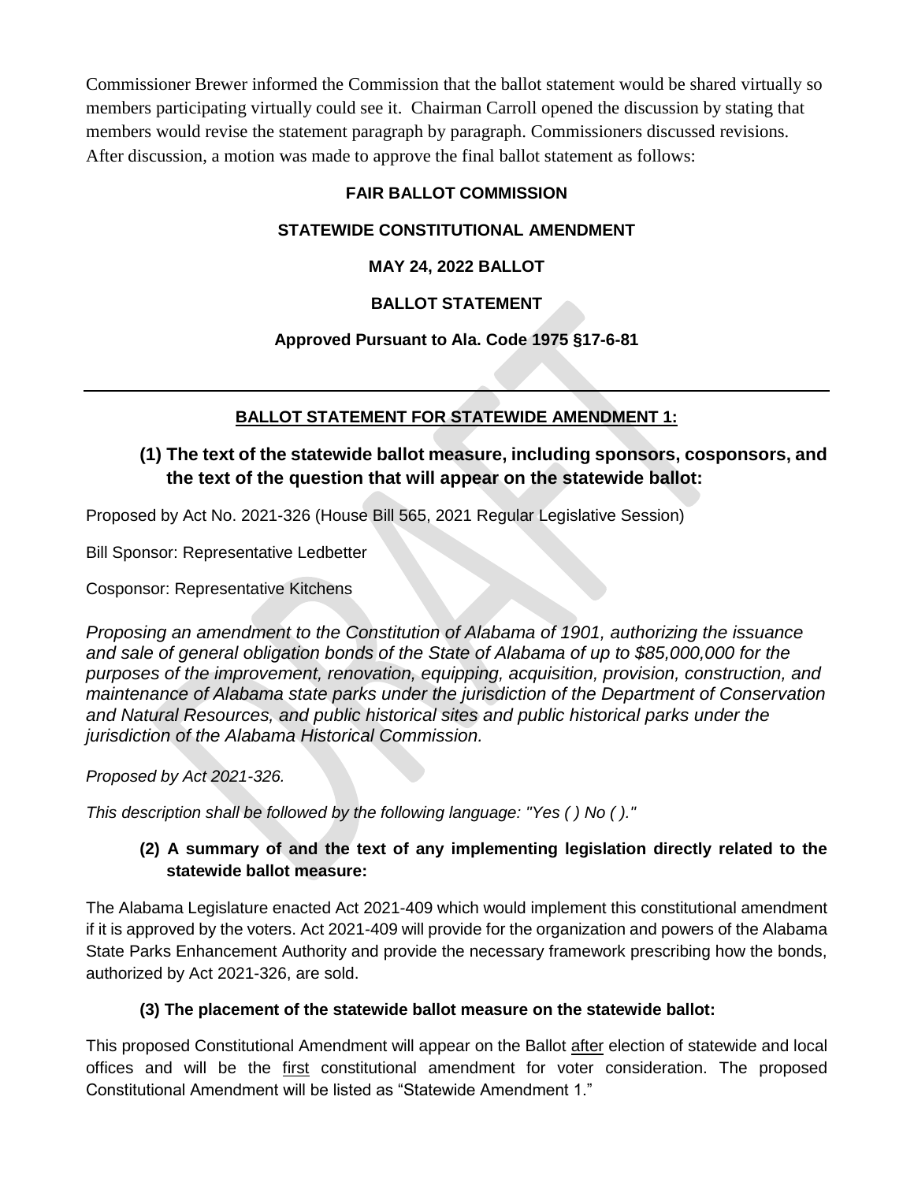Commissioner Brewer informed the Commission that the ballot statement would be shared virtually so members participating virtually could see it. Chairman Carroll opened the discussion by stating that members would revise the statement paragraph by paragraph. Commissioners discussed revisions. After discussion, a motion was made to approve the final ballot statement as follows:

**FAIR BALLOT COMMISSION**

**STATEWIDE CONSTITUTIONAL AMENDMENT**

**MAY 24, 2022 BALLOT**

**BALLOT STATEMENT**

**Approved Pursuant to Ala. Code 1975 §17-6-81**

---

**BALLOT STATEMENT FOR STATEWIDE AMENDMENT 1:**

### (1) The text of the statewide ballot measure, including sponsors, cosponsors, and the text of the question that will appear on the statewide ballot:

Proposed by Act No. 2021-326 (House Bill 565, 2021 Regular Legislative Session)

Bill Sponsor: Representative Ledbetter

Cosponsor: Representative Kitchens

*Proposing an amendment to the Constitution of Alabama of 1901, authorizing the issuance and sale of general obligation bonds of the State of Alabama of up to $85,000,000 for the purposes of the improvement, renovation, equipping, acquisition, provision, construction, and maintenance of Alabama state parks under the jurisdiction of the Department of Conservation and Natural Resources, and public historical sites and public historical parks under the jurisdiction of the Alabama Historical Commission.*

*Proposed by Act 2021-326.*

*This description shall be followed by the following language: "Yes ( ) No ( )."*

### (2) A summary of and the text of any implementing legislation directly related to the statewide ballot measure:

The Alabama Legislature enacted Act 2021-409 which would implement this constitutional amendment if it is approved by the voters. Act 2021-409 will provide for the organization and powers of the Alabama State Parks Enhancement Authority and provide the necessary framework prescribing how the bonds, authorized by Act 2021-326, are sold.

### (3) The placement of the statewide ballot measure on the statewide ballot:

This proposed Constitutional Amendment will appear on the Ballot after election of statewide and local offices and will be the first constitutional amendment for voter consideration. The proposed Constitutional Amendment will be listed as "Statewide Amendment 1."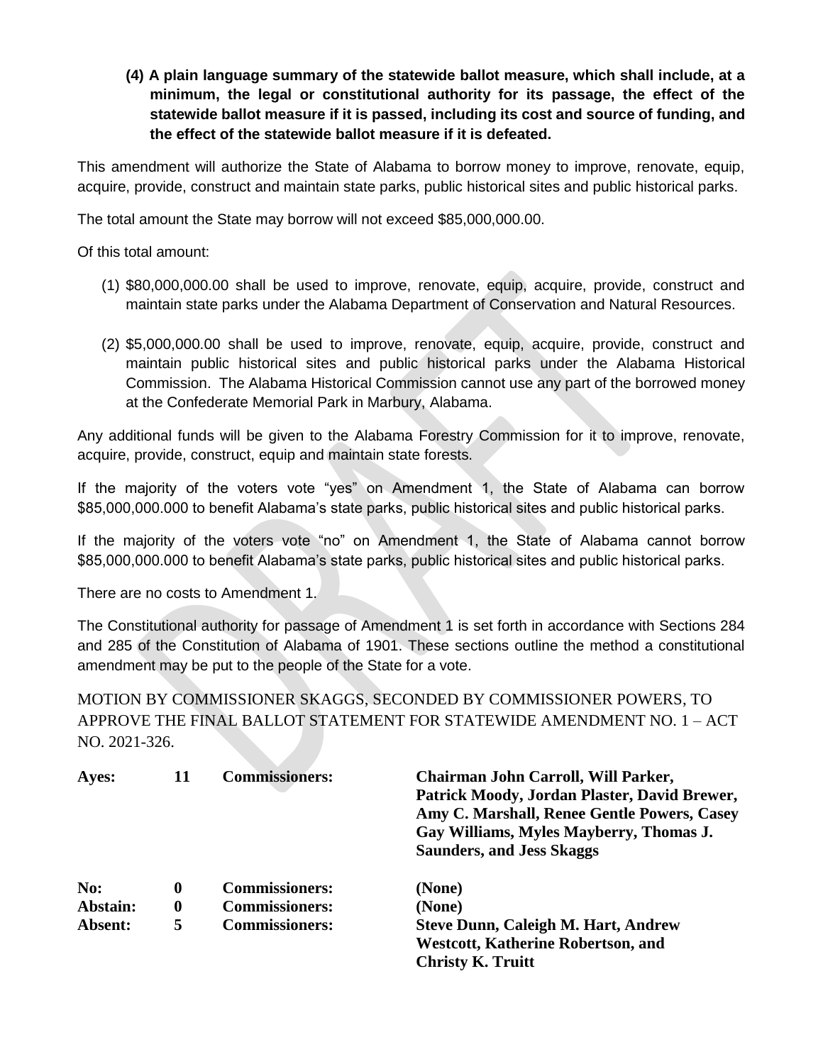**(4) A plain language summary of the statewide ballot measure, which shall include, at a minimum, the legal or constitutional authority for its passage, the effect of the statewide ballot measure if it is passed, including its cost and source of funding, and the effect of the statewide ballot measure if it is defeated.**

This amendment will authorize the State of Alabama to borrow money to improve, renovate, equip, acquire, provide, construct and maintain state parks, public historical sites and public historical parks.

The total amount the State may borrow will not exceed $85,000,000.00.

Of this total amount:

(1) $80,000,000.00 shall be used to improve, renovate, equip, acquire, provide, construct and maintain state parks under the Alabama Department of Conservation and Natural Resources.

(2) $5,000,000.00 shall be used to improve, renovate, equip, acquire, provide, construct and maintain public historical sites and public historical parks under the Alabama Historical Commission. The Alabama Historical Commission cannot use any part of the borrowed money at the Confederate Memorial Park in Marbury, Alabama.

Any additional funds will be given to the Alabama Forestry Commission for it to improve, renovate, acquire, provide, construct, equip and maintain state forests.

If the majority of the voters vote "yes" on Amendment 1, the State of Alabama can borrow $85,000,000.000 to benefit Alabama's state parks, public historical sites and public historical parks.

If the majority of the voters vote "no" on Amendment 1, the State of Alabama cannot borrow $85,000,000.000 to benefit Alabama's state parks, public historical sites and public historical parks.

There are no costs to Amendment 1.

The Constitutional authority for passage of Amendment 1 is set forth in accordance with Sections 284 and 285 of the Constitution of Alabama of 1901. These sections outline the method a constitutional amendment may be put to the people of the State for a vote.

MOTION BY COMMISSIONER SKAGGS, SECONDED BY COMMISSIONER POWERS, TO APPROVE THE FINAL BALLOT STATEMENT FOR STATEWIDE AMENDMENT NO. 1 – ACT NO. 2021-326.

| | | | |
|---|---|---|---|
| **Ayes:** | **11** | **Commissioners:** | **Chairman John Carroll, Will Parker, Patrick Moody, Jordan Plaster, David Brewer, Amy C. Marshall, Renee Gentle Powers, Casey Gay Williams, Myles Mayberry, Thomas J. Saunders, and Jess Skaggs** |
| **No:** | **0** | **Commissioners:** | **(None)** |
| **Abstain:** | **0** | **Commissioners:** | **(None)** |
| **Absent:** | **5** | **Commissioners:** | **Steve Dunn, Caleigh M. Hart, Andrew Westcott, Katherine Robertson, and Christy K. Truitt** |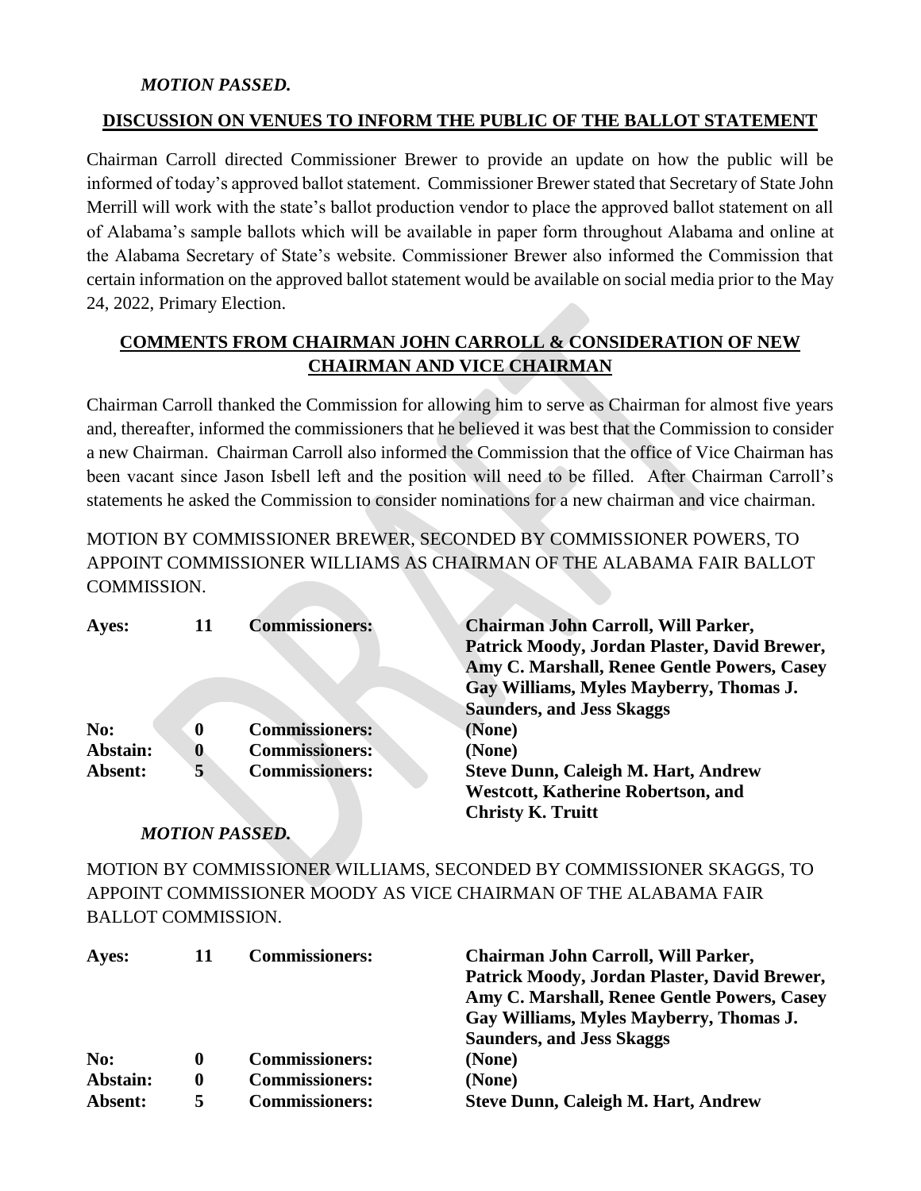*MOTION PASSED.*

## DISCUSSION ON VENUES TO INFORM THE PUBLIC OF THE BALLOT STATEMENT

Chairman Carroll directed Commissioner Brewer to provide an update on how the public will be informed of today's approved ballot statement. Commissioner Brewer stated that Secretary of State John Merrill will work with the state's ballot production vendor to place the approved ballot statement on all of Alabama's sample ballots which will be available in paper form throughout Alabama and online at the Alabama Secretary of State's website. Commissioner Brewer also informed the Commission that certain information on the approved ballot statement would be available on social media prior to the May 24, 2022, Primary Election.

## COMMENTS FROM CHAIRMAN JOHN CARROLL & CONSIDERATION OF NEW CHAIRMAN AND VICE CHAIRMAN

Chairman Carroll thanked the Commission for allowing him to serve as Chairman for almost five years and, thereafter, informed the commissioners that he believed it was best that the Commission to consider a new Chairman. Chairman Carroll also informed the Commission that the office of Vice Chairman has been vacant since Jason Isbell left and the position will need to be filled. After Chairman Carroll's statements he asked the Commission to consider nominations for a new chairman and vice chairman.

MOTION BY COMMISSIONER BREWER, SECONDED BY COMMISSIONER POWERS, TO APPOINT COMMISSIONER WILLIAMS AS CHAIRMAN OF THE ALABAMA FAIR BALLOT COMMISSION.

| | | | |
|---|---|---|---|
| **Ayes:** | **11** | **Commissioners:** | **Chairman John Carroll, Will Parker, Patrick Moody, Jordan Plaster, David Brewer, Amy C. Marshall, Renee Gentle Powers, Casey Gay Williams, Myles Mayberry, Thomas J. Saunders, and Jess Skaggs** |
| **No:** | **0** | **Commissioners:** | **(None)** |
| **Abstain:** | **0** | **Commissioners:** | **(None)** |
| **Absent:** | **5** | **Commissioners:** | **Steve Dunn, Caleigh M. Hart, Andrew Westcott, Katherine Robertson, and Christy K. Truitt** |

*MOTION PASSED.*

MOTION BY COMMISSIONER WILLIAMS, SECONDED BY COMMISSIONER SKAGGS, TO APPOINT COMMISSIONER MOODY AS VICE CHAIRMAN OF THE ALABAMA FAIR BALLOT COMMISSION.

| | | | |
|---|---|---|---|
| **Ayes:** | **11** | **Commissioners:** | **Chairman John Carroll, Will Parker, Patrick Moody, Jordan Plaster, David Brewer, Amy C. Marshall, Renee Gentle Powers, Casey Gay Williams, Myles Mayberry, Thomas J. Saunders, and Jess Skaggs** |
| **No:** | **0** | **Commissioners:** | **(None)** |
| **Abstain:** | **0** | **Commissioners:** | **(None)** |
| **Absent:** | **5** | **Commissioners:** | **Steve Dunn, Caleigh M. Hart, Andrew** |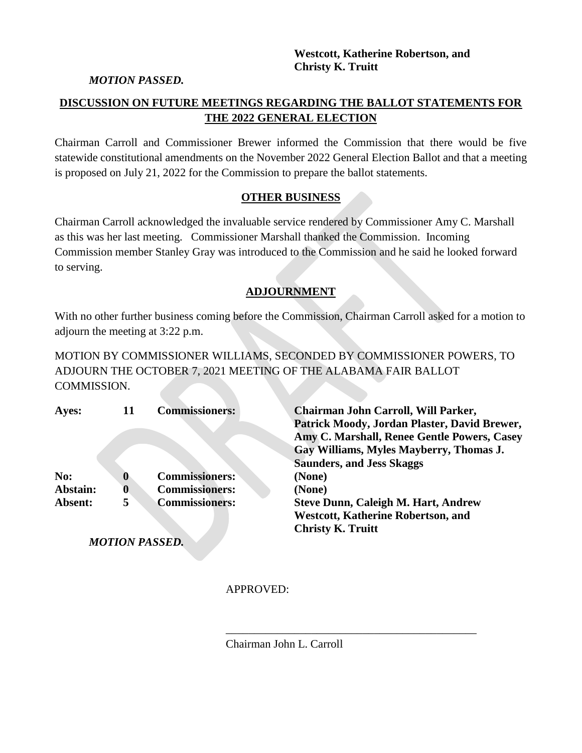**Westcott, Katherine Robertson, and Christy K. Truitt**

*MOTION PASSED.*

## DISCUSSION ON FUTURE MEETINGS REGARDING THE BALLOT STATEMENTS FOR THE 2022 GENERAL ELECTION

Chairman Carroll and Commissioner Brewer informed the Commission that there would be five statewide constitutional amendments on the November 2022 General Election Ballot and that a meeting is proposed on July 21, 2022 for the Commission to prepare the ballot statements.

## OTHER BUSINESS

Chairman Carroll acknowledged the invaluable service rendered by Commissioner Amy C. Marshall as this was her last meeting. Commissioner Marshall thanked the Commission. Incoming Commission member Stanley Gray was introduced to the Commission and he said he looked forward to serving.

## ADJOURNMENT

With no other further business coming before the Commission, Chairman Carroll asked for a motion to adjourn the meeting at 3:22 p.m.

MOTION BY COMMISSIONER WILLIAMS, SECONDED BY COMMISSIONER POWERS, TO ADJOURN THE OCTOBER 7, 2021 MEETING OF THE ALABAMA FAIR BALLOT COMMISSION.

| | | | |
|---|---|---|---|
| **Ayes:** | **11** | **Commissioners:** | **Chairman John Carroll, Will Parker, Patrick Moody, Jordan Plaster, David Brewer, Amy C. Marshall, Renee Gentle Powers, Casey Gay Williams, Myles Mayberry, Thomas J. Saunders, and Jess Skaggs** |
| **No:** | **0** | **Commissioners:** | **(None)** |
| **Abstain:** | **0** | **Commissioners:** | **(None)** |
| **Absent:** | **5** | **Commissioners:** | **Steve Dunn, Caleigh M. Hart, Andrew Westcott, Katherine Robertson, and Christy K. Truitt** |

*MOTION PASSED.*

APPROVED:

\_\_\_\_\_\_\_\_\_\_\_\_\_\_\_\_\_\_\_\_\_\_\_\_\_\_\_\_\_\_\_\_\_\_\_\_\_\_\_\_\_\_\_\_

Chairman John L. Carroll